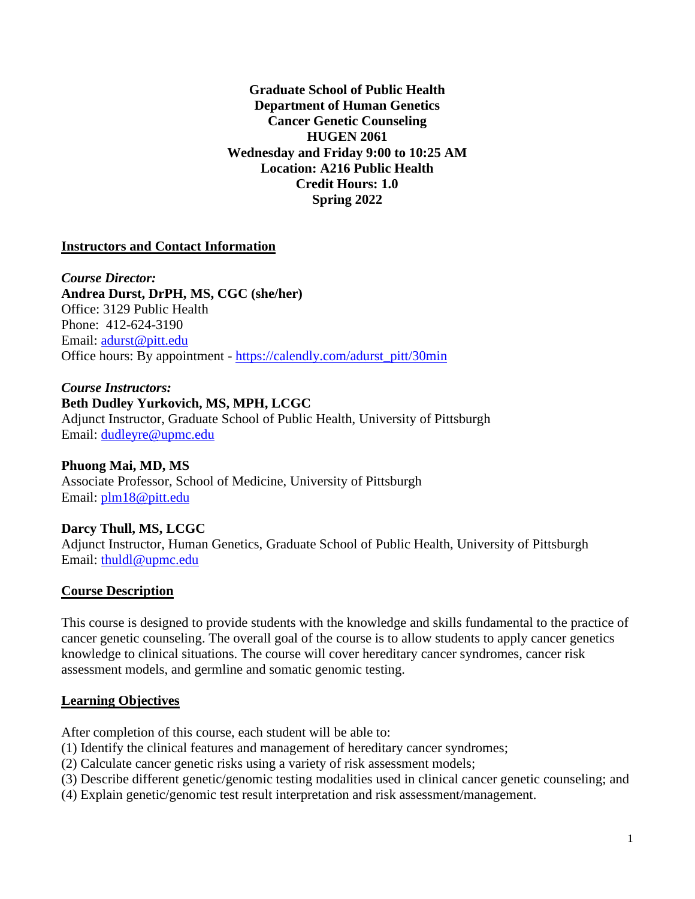**Graduate School of Public Health**
**Department of Human Genetics**
**Cancer Genetic Counseling**
**HUGEN 2061**
**Wednesday and Friday 9:00 to 10:25 AM**
**Location: A216 Public Health**
**Credit Hours: 1.0**
**Spring 2022**

## Instructors and Contact Information

***Course Director:***
**Andrea Durst, DrPH, MS, CGC (she/her)**
Office: 3129 Public Health
Phone: 412-624-3190
Email: adurst@pitt.edu
Office hours: By appointment - https://calendly.com/adurst_pitt/30min

***Course Instructors:***
**Beth Dudley Yurkovich, MS, MPH, LCGC**
Adjunct Instructor, Graduate School of Public Health, University of Pittsburgh
Email: dudleyre@upmc.edu

**Phuong Mai, MD, MS**
Associate Professor, School of Medicine, University of Pittsburgh
Email: plm18@pitt.edu

**Darcy Thull, MS, LCGC**
Adjunct Instructor, Human Genetics, Graduate School of Public Health, University of Pittsburgh
Email: thuldl@upmc.edu

## Course Description

This course is designed to provide students with the knowledge and skills fundamental to the practice of cancer genetic counseling. The overall goal of the course is to allow students to apply cancer genetics knowledge to clinical situations. The course will cover hereditary cancer syndromes, cancer risk assessment models, and germline and somatic genomic testing.

## Learning Objectives

After completion of this course, each student will be able to:
(1) Identify the clinical features and management of hereditary cancer syndromes;
(2) Calculate cancer genetic risks using a variety of risk assessment models;
(3) Describe different genetic/genomic testing modalities used in clinical cancer genetic counseling; and
(4) Explain genetic/genomic test result interpretation and risk assessment/management.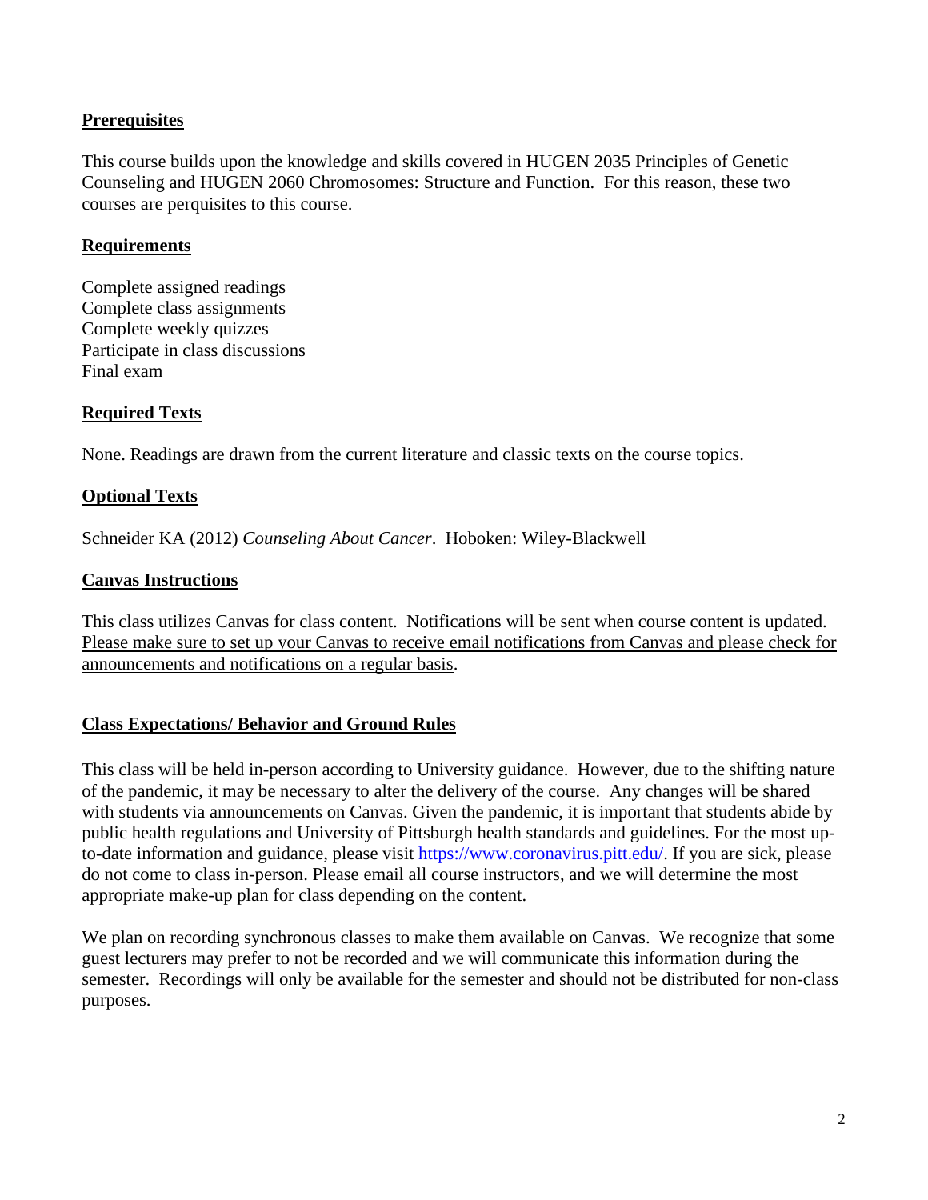## Prerequisites

This course builds upon the knowledge and skills covered in HUGEN 2035 Principles of Genetic Counseling and HUGEN 2060 Chromosomes: Structure and Function. For this reason, these two courses are perquisites to this course.

## Requirements

Complete assigned readings
Complete class assignments
Complete weekly quizzes
Participate in class discussions
Final exam

## Required Texts

None. Readings are drawn from the current literature and classic texts on the course topics.

## Optional Texts

Schneider KA (2012) *Counseling About Cancer*. Hoboken: Wiley-Blackwell

## Canvas Instructions

This class utilizes Canvas for class content. Notifications will be sent when course content is updated. Please make sure to set up your Canvas to receive email notifications from Canvas and please check for announcements and notifications on a regular basis.

## Class Expectations/ Behavior and Ground Rules

This class will be held in-person according to University guidance. However, due to the shifting nature of the pandemic, it may be necessary to alter the delivery of the course. Any changes will be shared with students via announcements on Canvas. Given the pandemic, it is important that students abide by public health regulations and University of Pittsburgh health standards and guidelines. For the most up-to-date information and guidance, please visit https://www.coronavirus.pitt.edu/. If you are sick, please do not come to class in-person. Please email all course instructors, and we will determine the most appropriate make-up plan for class depending on the content.

We plan on recording synchronous classes to make them available on Canvas. We recognize that some guest lecturers may prefer to not be recorded and we will communicate this information during the semester. Recordings will only be available for the semester and should not be distributed for non-class purposes.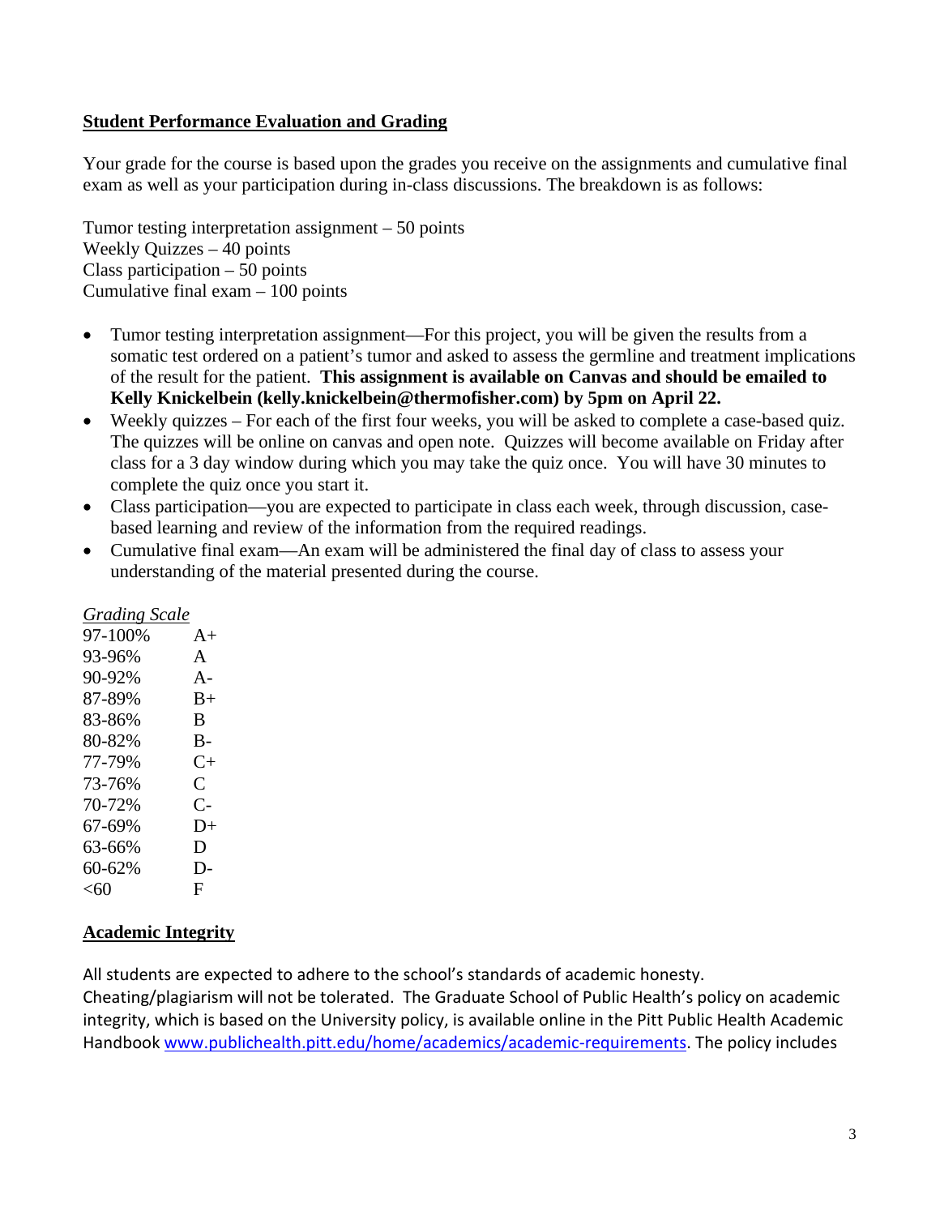## Student Performance Evaluation and Grading

Your grade for the course is based upon the grades you receive on the assignments and cumulative final exam as well as your participation during in-class discussions. The breakdown is as follows:

Tumor testing interpretation assignment – 50 points
Weekly Quizzes – 40 points
Class participation – 50 points
Cumulative final exam – 100 points

- Tumor testing interpretation assignment—For this project, you will be given the results from a somatic test ordered on a patient's tumor and asked to assess the germline and treatment implications of the result for the patient. **This assignment is available on Canvas and should be emailed to Kelly Knickelbein (kelly.knickelbein@thermofisher.com) by 5pm on April 22.**
- Weekly quizzes – For each of the first four weeks, you will be asked to complete a case-based quiz. The quizzes will be online on canvas and open note. Quizzes will become available on Friday after class for a 3 day window during which you may take the quiz once. You will have 30 minutes to complete the quiz once you start it.
- Class participation—you are expected to participate in class each week, through discussion, case-based learning and review of the information from the required readings.
- Cumulative final exam—An exam will be administered the final day of class to assess your understanding of the material presented during the course.

*Grading Scale*

| | |
|---|---|
| 97-100% | A+ |
| 93-96% | A |
| 90-92% | A- |
| 87-89% | B+ |
| 83-86% | B |
| 80-82% | B- |
| 77-79% | C+ |
| 73-76% | C |
| 70-72% | C- |
| 67-69% | D+ |
| 63-66% | D |
| 60-62% | D- |
| <60 | F |

## Academic Integrity

All students are expected to adhere to the school's standards of academic honesty. Cheating/plagiarism will not be tolerated. The Graduate School of Public Health's policy on academic integrity, which is based on the University policy, is available online in the Pitt Public Health Academic Handbook www.publichealth.pitt.edu/home/academics/academic-requirements. The policy includes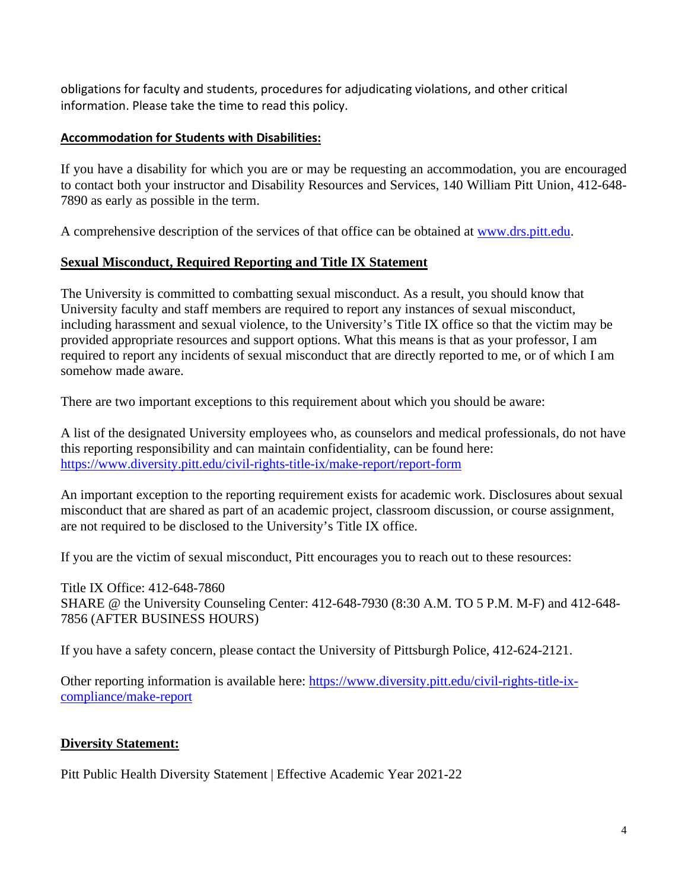obligations for faculty and students, procedures for adjudicating violations, and other critical information. Please take the time to read this policy.

## Accommodation for Students with Disabilities:

If you have a disability for which you are or may be requesting an accommodation, you are encouraged to contact both your instructor and Disability Resources and Services, 140 William Pitt Union, 412-648-7890 as early as possible in the term.

A comprehensive description of the services of that office can be obtained at [www.drs.pitt.edu](http://www.drs.pitt.edu).

## Sexual Misconduct, Required Reporting and Title IX Statement

The University is committed to combatting sexual misconduct. As a result, you should know that University faculty and staff members are required to report any instances of sexual misconduct, including harassment and sexual violence, to the University's Title IX office so that the victim may be provided appropriate resources and support options. What this means is that as your professor, I am required to report any incidents of sexual misconduct that are directly reported to me, or of which I am somehow made aware.

There are two important exceptions to this requirement about which you should be aware:

A list of the designated University employees who, as counselors and medical professionals, do not have this reporting responsibility and can maintain confidentiality, can be found here: [https://www.diversity.pitt.edu/civil-rights-title-ix/make-report/report-form](https://www.diversity.pitt.edu/civil-rights-title-ix/make-report/report-form)

An important exception to the reporting requirement exists for academic work. Disclosures about sexual misconduct that are shared as part of an academic project, classroom discussion, or course assignment, are not required to be disclosed to the University's Title IX office.

If you are the victim of sexual misconduct, Pitt encourages you to reach out to these resources:

Title IX Office: 412-648-7860
SHARE @ the University Counseling Center: 412-648-7930 (8:30 A.M. TO 5 P.M. M-F) and 412-648-7856 (AFTER BUSINESS HOURS)

If you have a safety concern, please contact the University of Pittsburgh Police, 412-624-2121.

Other reporting information is available here: [https://www.diversity.pitt.edu/civil-rights-title-ix-compliance/make-report](https://www.diversity.pitt.edu/civil-rights-title-ix-compliance/make-report)

## Diversity Statement:

Pitt Public Health Diversity Statement | Effective Academic Year 2021-22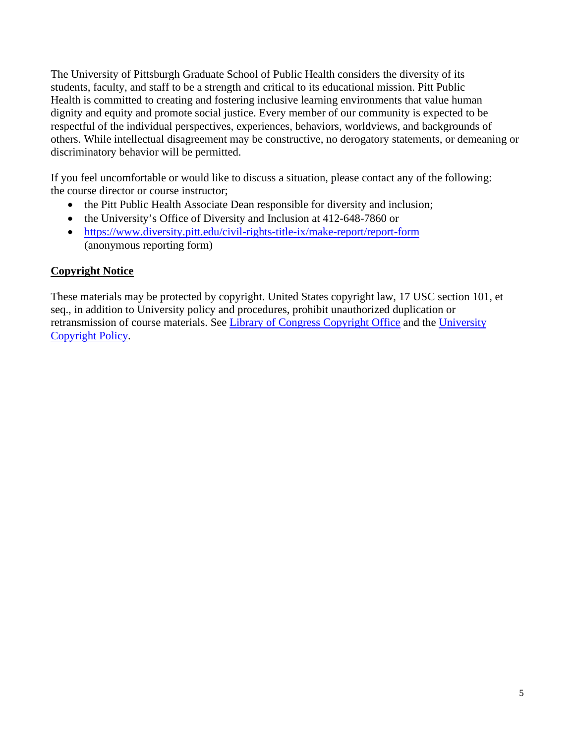The University of Pittsburgh Graduate School of Public Health considers the diversity of its students, faculty, and staff to be a strength and critical to its educational mission. Pitt Public Health is committed to creating and fostering inclusive learning environments that value human dignity and equity and promote social justice. Every member of our community is expected to be respectful of the individual perspectives, experiences, behaviors, worldviews, and backgrounds of others. While intellectual disagreement may be constructive, no derogatory statements, or demeaning or discriminatory behavior will be permitted.

If you feel uncomfortable or would like to discuss a situation, please contact any of the following: the course director or course instructor;

- the Pitt Public Health Associate Dean responsible for diversity and inclusion;
- the University's Office of Diversity and Inclusion at 412-648-7860 or
- https://www.diversity.pitt.edu/civil-rights-title-ix/make-report/report-form (anonymous reporting form)

**Copyright Notice**

These materials may be protected by copyright. United States copyright law, 17 USC section 101, et seq., in addition to University policy and procedures, prohibit unauthorized duplication or retransmission of course materials. See Library of Congress Copyright Office and the University Copyright Policy.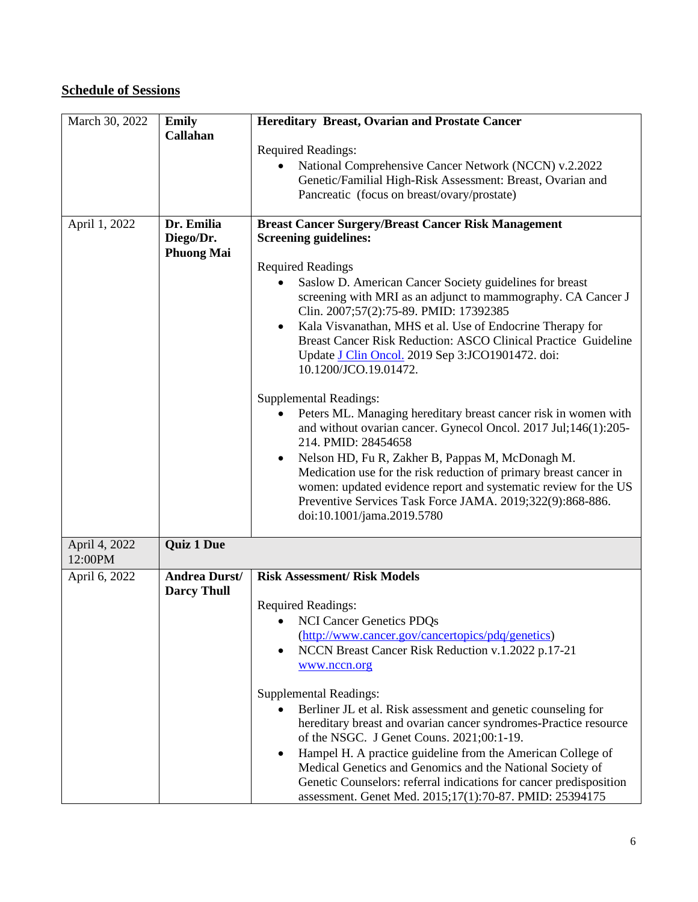## Schedule of Sessions

| Date | Presenter | Topic / Readings |
|---|---|---|
| March 30, 2022 | **Emily Callahan** | **Hereditary Breast, Ovarian and Prostate Cancer**<br><br>Required Readings:<br>• National Comprehensive Cancer Network (NCCN) v.2.2022 Genetic/Familial High-Risk Assessment: Breast, Ovarian and Pancreatic (focus on breast/ovary/prostate) |
| April 1, 2022 | **Dr. Emilia Diego/Dr. Phuong Mai** | **Breast Cancer Surgery/Breast Cancer Risk Management Screening guidelines:**<br><br>Required Readings<br>• Saslow D. American Cancer Society guidelines for breast screening with MRI as an adjunct to mammography. CA Cancer J Clin. 2007;57(2):75-89. PMID: 17392385<br>• Kala Visvanathan, MHS et al. Use of Endocrine Therapy for Breast Cancer Risk Reduction: ASCO Clinical Practice Guideline Update J Clin Oncol. 2019 Sep 3:JCO1901472. doi: 10.1200/JCO.19.01472.<br><br>Supplemental Readings:<br>• Peters ML. Managing hereditary breast cancer risk in women with and without ovarian cancer. Gynecol Oncol. 2017 Jul;146(1):205-214. PMID: 28454658<br>• Nelson HD, Fu R, Zakher B, Pappas M, McDonagh M. Medication use for the risk reduction of primary breast cancer in women: updated evidence report and systematic review for the US Preventive Services Task Force JAMA. 2019;322(9):868-886. doi:10.1001/jama.2019.5780 |
| April 4, 2022 12:00PM | **Quiz 1 Due** | |
| April 6, 2022 | **Andrea Durst/ Darcy Thull** | **Risk Assessment/ Risk Models**<br><br>Required Readings:<br>• NCI Cancer Genetics PDQs (http://www.cancer.gov/cancertopics/pdq/genetics)<br>• NCCN Breast Cancer Risk Reduction v.1.2022 p.17-21 www.nccn.org<br><br>Supplemental Readings:<br>• Berliner JL et al. Risk assessment and genetic counseling for hereditary breast and ovarian cancer syndromes-Practice resource of the NSGC. J Genet Couns. 2021;00:1-19.<br>• Hampel H. A practice guideline from the American College of Medical Genetics and Genomics and the National Society of Genetic Counselors: referral indications for cancer predisposition assessment. Genet Med. 2015;17(1):70-87. PMID: 25394175 |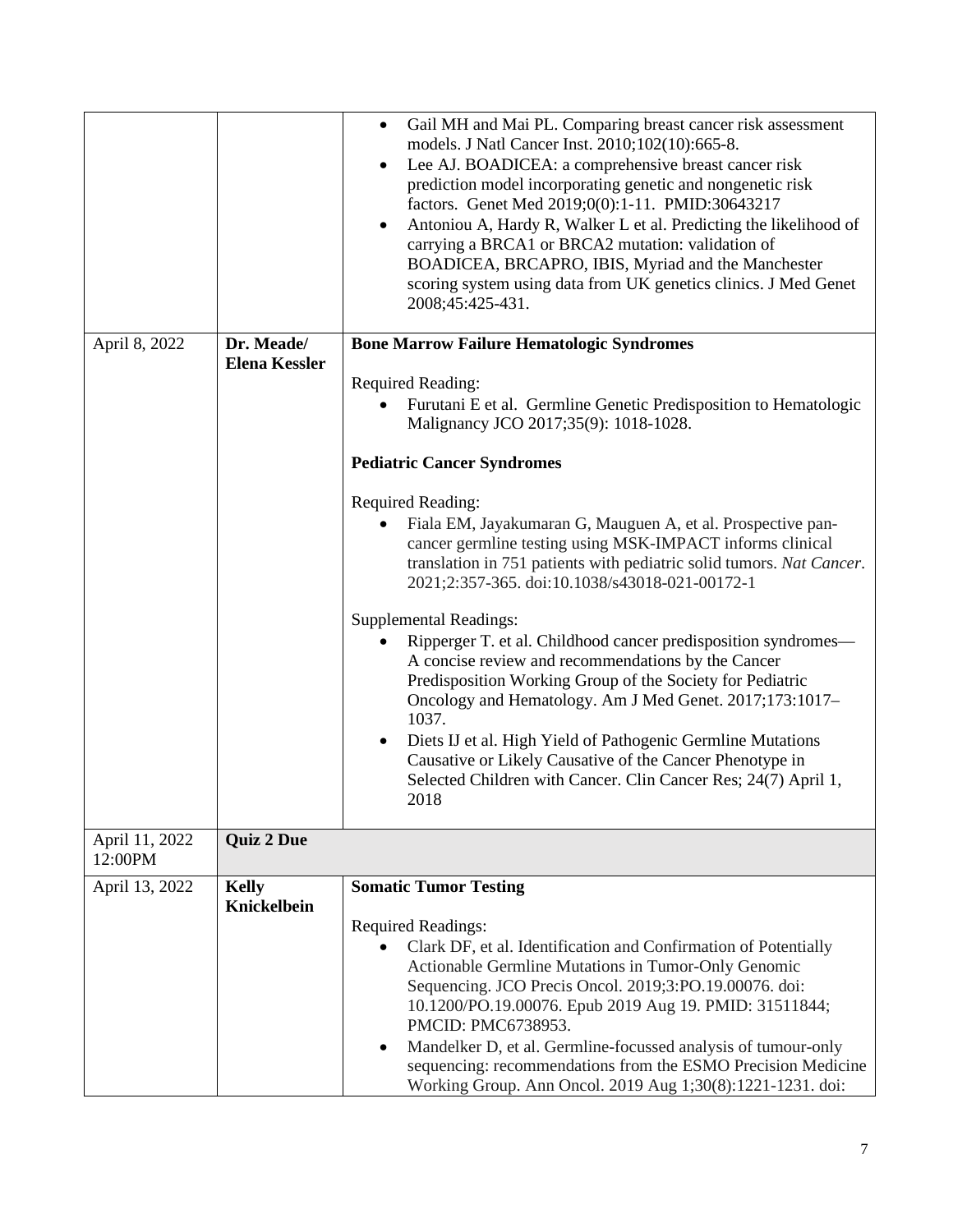| | | |
|---|---|---|
| | | • Gail MH and Mai PL. Comparing breast cancer risk assessment models. J Natl Cancer Inst. 2010;102(10):665-8.<br>• Lee AJ. BOADICEA: a comprehensive breast cancer risk prediction model incorporating genetic and nongenetic risk factors. Genet Med 2019;0(0):1-11. PMID:30643217<br>• Antoniou A, Hardy R, Walker L et al. Predicting the likelihood of carrying a BRCA1 or BRCA2 mutation: validation of BOADICEA, BRCAPRO, IBIS, Myriad and the Manchester scoring system using data from UK genetics clinics. J Med Genet 2008;45:425-431. |
| April 8, 2022 | **Dr. Meade/ Elena Kessler** | **Bone Marrow Failure Hematologic Syndromes**<br><br>Required Reading:<br>• Furutani E et al. Germline Genetic Predisposition to Hematologic Malignancy JCO 2017;35(9): 1018-1028.<br><br>**Pediatric Cancer Syndromes**<br><br>Required Reading:<br>• Fiala EM, Jayakumaran G, Mauguen A, et al. Prospective pan-cancer germline testing using MSK-IMPACT informs clinical translation in 751 patients with pediatric solid tumors. *Nat Cancer*. 2021;2:357-365. doi:10.1038/s43018-021-00172-1<br><br>Supplemental Readings:<br>• Ripperger T. et al. Childhood cancer predisposition syndromes—A concise review and recommendations by the Cancer Predisposition Working Group of the Society for Pediatric Oncology and Hematology. Am J Med Genet. 2017;173:1017–1037.<br>• Diets IJ et al. High Yield of Pathogenic Germline Mutations Causative or Likely Causative of the Cancer Phenotype in Selected Children with Cancer. Clin Cancer Res; 24(7) April 1, 2018 |
| April 11, 2022 12:00PM | **Quiz 2 Due** | |
| April 13, 2022 | **Kelly Knickelbein** | **Somatic Tumor Testing**<br><br>Required Readings:<br>• Clark DF, et al. Identification and Confirmation of Potentially Actionable Germline Mutations in Tumor-Only Genomic Sequencing. JCO Precis Oncol. 2019;3:PO.19.00076. doi: 10.1200/PO.19.00076. Epub 2019 Aug 19. PMID: 31511844; PMCID: PMC6738953.<br>• Mandelker D, et al. Germline-focussed analysis of tumour-only sequencing: recommendations from the ESMO Precision Medicine Working Group. Ann Oncol. 2019 Aug 1;30(8):1221-1231. doi: |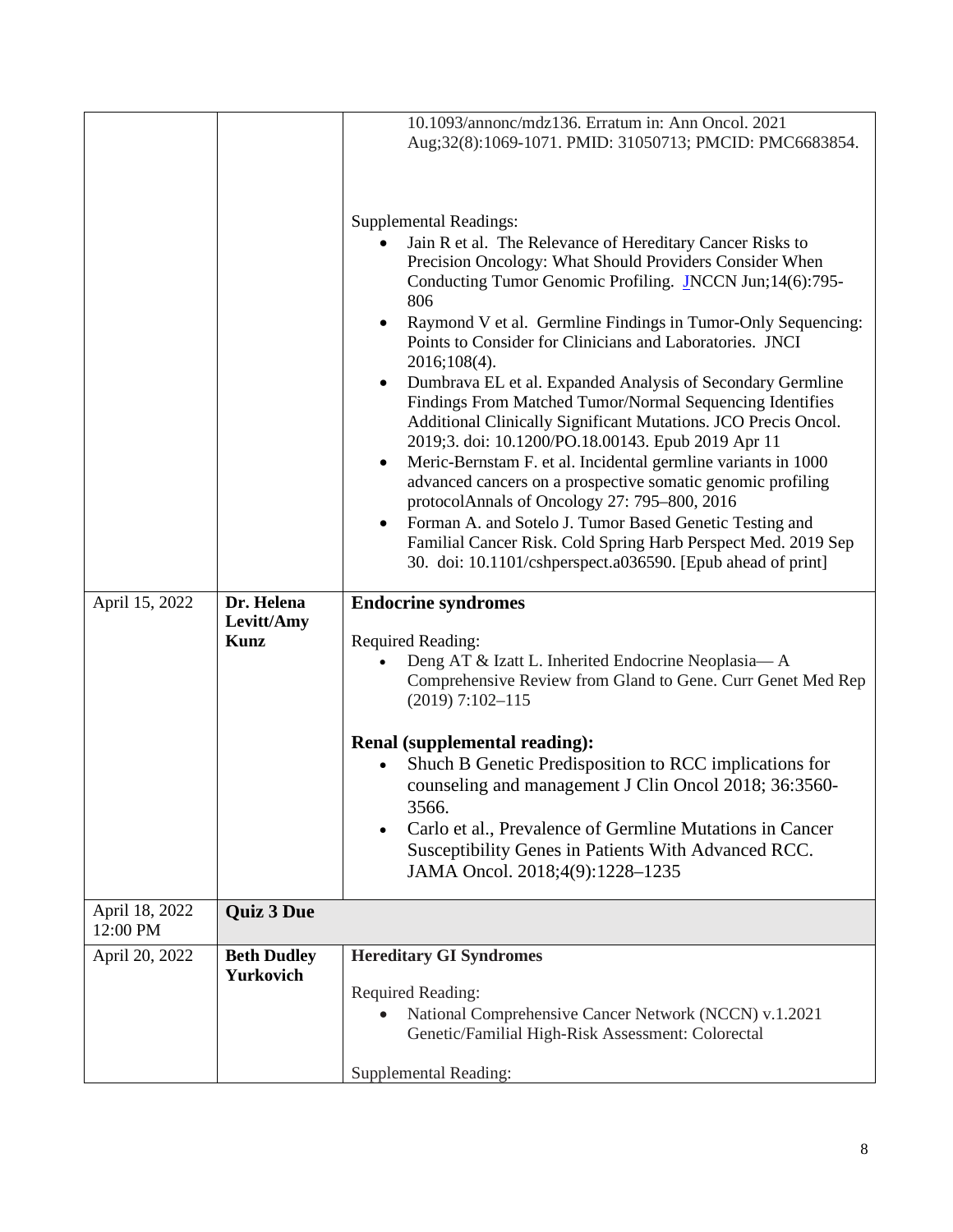| | | |
|---|---|---|
| | | 10.1093/annonc/mdz136. Erratum in: Ann Oncol. 2021 Aug;32(8):1069-1071. PMID: 31050713; PMCID: PMC6683854.<br><br>Supplemental Readings:<br>• Jain R et al. The Relevance of Hereditary Cancer Risks to Precision Oncology: What Should Providers Consider When Conducting Tumor Genomic Profiling. JNCCN Jun;14(6):795-806<br>• Raymond V et al. Germline Findings in Tumor-Only Sequencing: Points to Consider for Clinicians and Laboratories. JNCI 2016;108(4).<br>• Dumbrava EL et al. Expanded Analysis of Secondary Germline Findings From Matched Tumor/Normal Sequencing Identifies Additional Clinically Significant Mutations. JCO Precis Oncol. 2019;3. doi: 10.1200/PO.18.00143. Epub 2019 Apr 11<br>• Meric-Bernstam F. et al. Incidental germline variants in 1000 advanced cancers on a prospective somatic genomic profiling protocolAnnals of Oncology 27: 795–800, 2016<br>• Forman A. and Sotelo J. Tumor Based Genetic Testing and Familial Cancer Risk. Cold Spring Harb Perspect Med. 2019 Sep 30. doi: 10.1101/cshperspect.a036590. [Epub ahead of print] |
| April 15, 2022 | **Dr. Helena Levitt/Amy Kunz** | **Endocrine syndromes**<br><br>Required Reading:<br>• Deng AT & Izatt L. Inherited Endocrine Neoplasia— A Comprehensive Review from Gland to Gene. Curr Genet Med Rep (2019) 7:102–115<br><br>**Renal (supplemental reading):**<br>• Shuch B Genetic Predisposition to RCC implications for counseling and management J Clin Oncol 2018; 36:3560-3566.<br>• Carlo et al., Prevalence of Germline Mutations in Cancer Susceptibility Genes in Patients With Advanced RCC. JAMA Oncol. 2018;4(9):1228–1235 |
| April 18, 2022 12:00 PM | **Quiz 3 Due** | |
| April 20, 2022 | **Beth Dudley Yurkovich** | **Hereditary GI Syndromes**<br><br>Required Reading:<br>• National Comprehensive Cancer Network (NCCN) v.1.2021 Genetic/Familial High-Risk Assessment: Colorectal<br><br>Supplemental Reading: |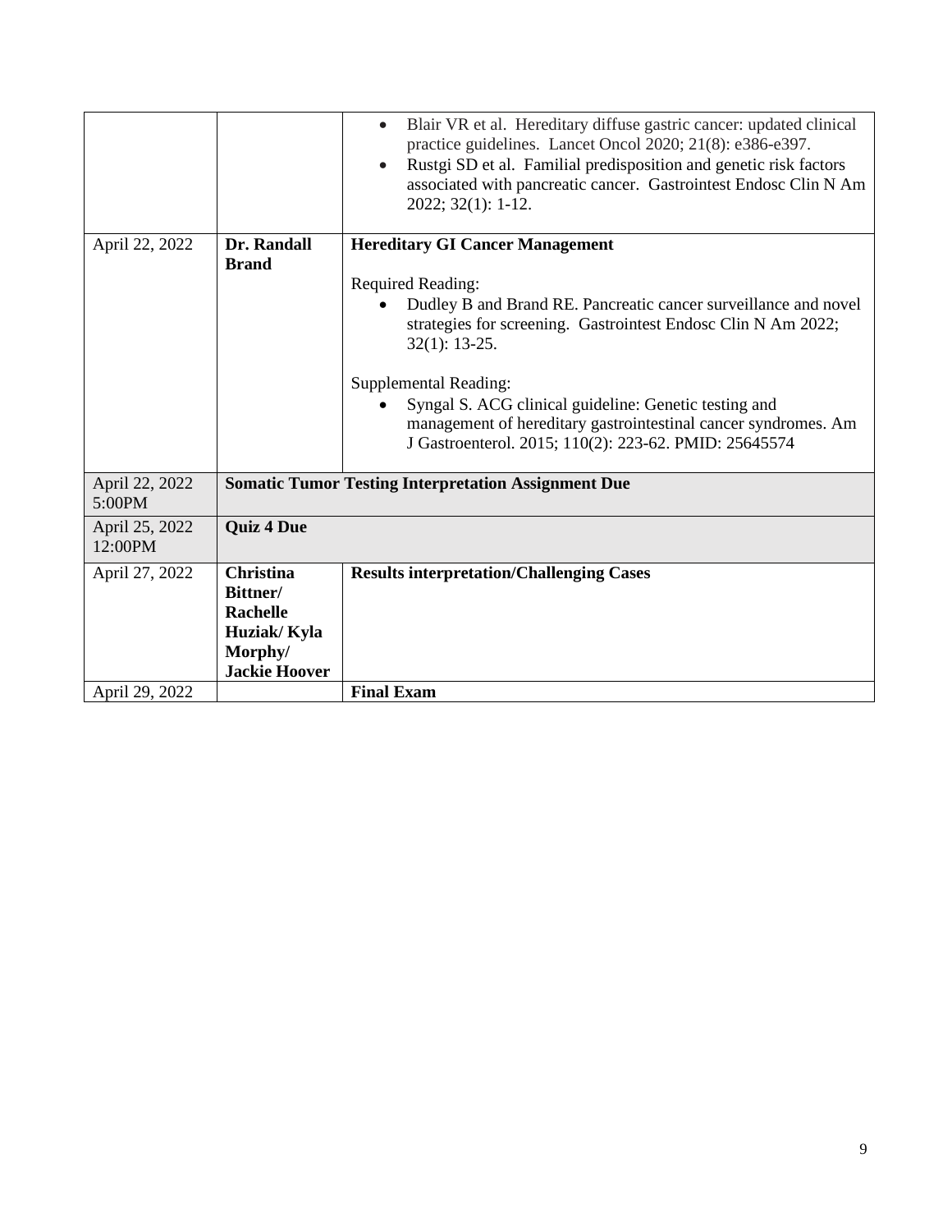| | | |
|---|---|---|
| | | • Blair VR et al. Hereditary diffuse gastric cancer: updated clinical practice guidelines. Lancet Oncol 2020; 21(8): e386-e397.<br>• Rustgi SD et al. Familial predisposition and genetic risk factors associated with pancreatic cancer. Gastrointest Endosc Clin N Am 2022; 32(1): 1-12. |
| April 22, 2022 | **Dr. Randall Brand** | **Hereditary GI Cancer Management**<br><br>Required Reading:<br>• Dudley B and Brand RE. Pancreatic cancer surveillance and novel strategies for screening. Gastrointest Endosc Clin N Am 2022; 32(1): 13-25.<br><br>Supplemental Reading:<br>• Syngal S. ACG clinical guideline: Genetic testing and management of hereditary gastrointestinal cancer syndromes. Am J Gastroenterol. 2015; 110(2): 223-62. PMID: 25645574 |
| April 22, 2022 5:00PM | **Somatic Tumor Testing Interpretation Assignment Due** | |
| April 25, 2022 12:00PM | **Quiz 4 Due** | |
| April 27, 2022 | **Christina Bittner/ Rachelle Huziak/ Kyla Morphy/ Jackie Hoover** | **Results interpretation/Challenging Cases** |
| April 29, 2022 | | **Final Exam** |